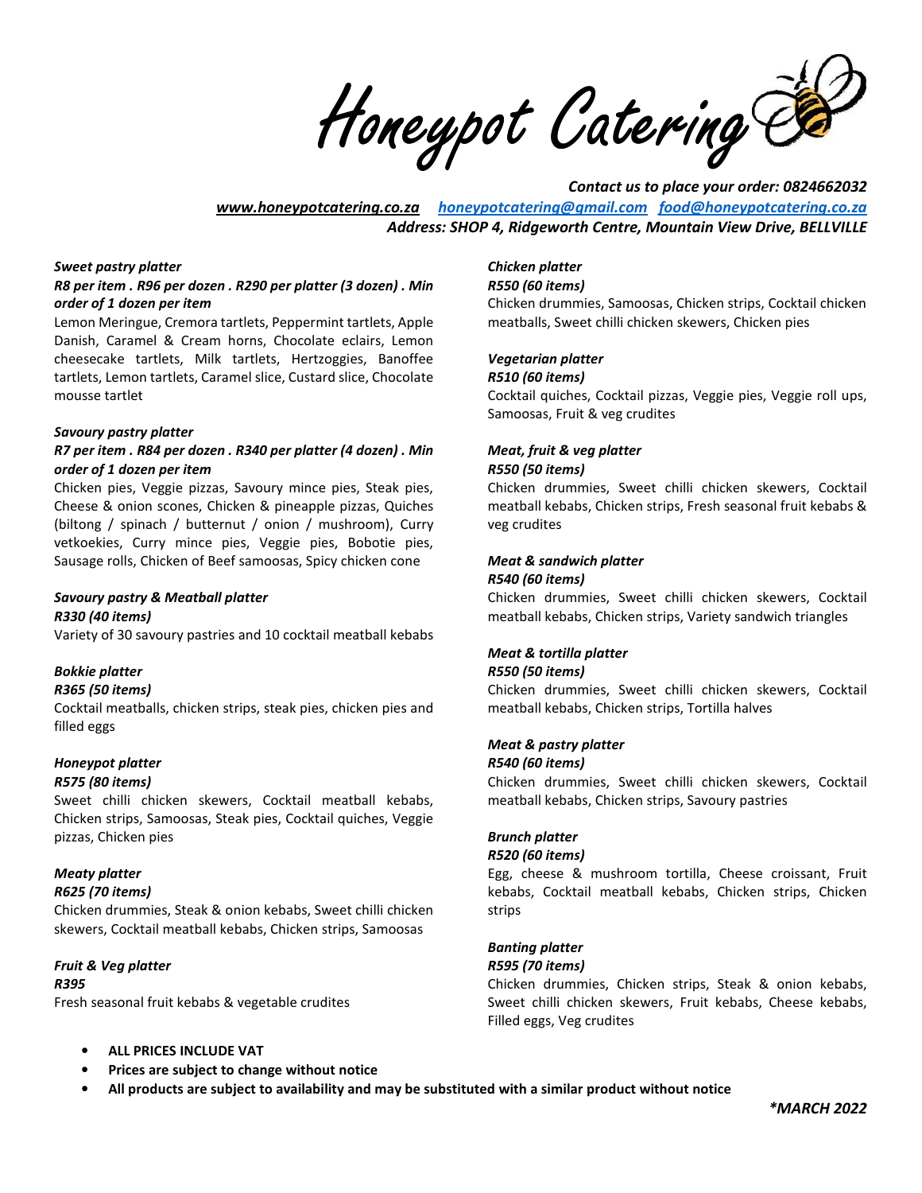# Honeypot Catering

***Contact us to place your order: 0824662032***

***www.honeypotcatering.co.za*** ***honeypotcatering@gmail.com*** ***food@honeypotcatering.co.za***

***Address: SHOP 4, Ridgeworth Centre, Mountain View Drive, BELLVILLE***

***Sweet pastry platter***

***R8 per item . R96 per dozen . R290 per platter (3 dozen) . Min order of 1 dozen per item***

Lemon Meringue, Cremora tartlets, Peppermint tartlets, Apple Danish, Caramel & Cream horns, Chocolate eclairs, Lemon cheesecake tartlets, Milk tartlets, Hertzoggies, Banoffee tartlets, Lemon tartlets, Caramel slice, Custard slice, Chocolate mousse tartlet

***Savoury pastry platter***

***R7 per item . R84 per dozen . R340 per platter (4 dozen) . Min order of 1 dozen per item***

Chicken pies, Veggie pizzas, Savoury mince pies, Steak pies, Cheese & onion scones, Chicken & pineapple pizzas, Quiches (biltong / spinach / butternut / onion / mushroom), Curry vetkoekies, Curry mince pies, Veggie pies, Bobotie pies, Sausage rolls, Chicken of Beef samoosas, Spicy chicken cone

***Savoury pastry & Meatball platter***

***R330 (40 items)***

Variety of 30 savoury pastries and 10 cocktail meatball kebabs

***Bokkie platter***

***R365 (50 items)***

Cocktail meatballs, chicken strips, steak pies, chicken pies and filled eggs

***Honeypot platter***

***R575 (80 items)***

Sweet chilli chicken skewers, Cocktail meatball kebabs, Chicken strips, Samoosas, Steak pies, Cocktail quiches, Veggie pizzas, Chicken pies

***Meaty platter***

***R625 (70 items)***

Chicken drummies, Steak & onion kebabs, Sweet chilli chicken skewers, Cocktail meatball kebabs, Chicken strips, Samoosas

***Fruit & Veg platter***

***R395***

Fresh seasonal fruit kebabs & vegetable crudites

***Chicken platter***

***R550 (60 items)***

Chicken drummies, Samoosas, Chicken strips, Cocktail chicken meatballs, Sweet chilli chicken skewers, Chicken pies

***Vegetarian platter***

***R510 (60 items)***

Cocktail quiches, Cocktail pizzas, Veggie pies, Veggie roll ups, Samoosas, Fruit & veg crudites

***Meat, fruit & veg platter***

***R550 (50 items)***

Chicken drummies, Sweet chilli chicken skewers, Cocktail meatball kebabs, Chicken strips, Fresh seasonal fruit kebabs & veg crudites

***Meat & sandwich platter***

***R540 (60 items)***

Chicken drummies, Sweet chilli chicken skewers, Cocktail meatball kebabs, Chicken strips, Variety sandwich triangles

***Meat & tortilla platter***

***R550 (50 items)***

Chicken drummies, Sweet chilli chicken skewers, Cocktail meatball kebabs, Chicken strips, Tortilla halves

***Meat & pastry platter***

***R540 (60 items)***

Chicken drummies, Sweet chilli chicken skewers, Cocktail meatball kebabs, Chicken strips, Savoury pastries

***Brunch platter***

***R520 (60 items)***

Egg, cheese & mushroom tortilla, Cheese croissant, Fruit kebabs, Cocktail meatball kebabs, Chicken strips, Chicken strips

***Banting platter***

***R595 (70 items)***

Chicken drummies, Chicken strips, Steak & onion kebabs, Sweet chilli chicken skewers, Fruit kebabs, Cheese kebabs, Filled eggs, Veg crudites

- **ALL PRICES INCLUDE VAT**
- **Prices are subject to change without notice**
- **All products are subject to availability and may be substituted with a similar product without notice**

***\*MARCH 2022***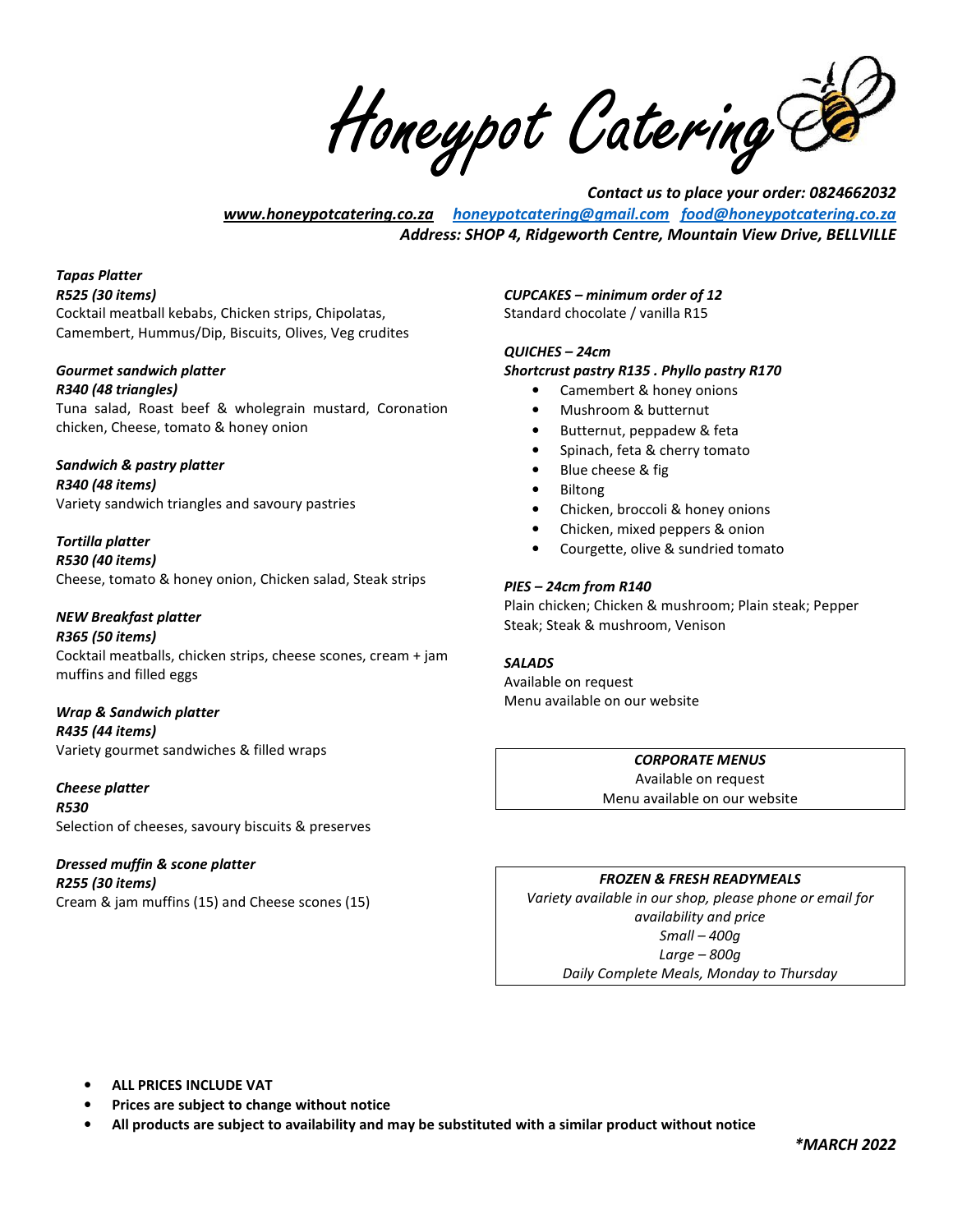# Honeypot Catering

***Contact us to place your order: 0824662032***

***www.honeypotcatering.co.za*** ***honeypotcatering@gmail.com*** ***food@honeypotcatering.co.za***

***Address: SHOP 4, Ridgeworth Centre, Mountain View Drive, BELLVILLE***

***Tapas Platter***
***R525 (30 items)***
Cocktail meatball kebabs, Chicken strips, Chipolatas, Camembert, Hummus/Dip, Biscuits, Olives, Veg crudites

***Gourmet sandwich platter***
***R340 (48 triangles)***
Tuna salad, Roast beef & wholegrain mustard, Coronation chicken, Cheese, tomato & honey onion

***Sandwich & pastry platter***
***R340 (48 items)***
Variety sandwich triangles and savoury pastries

***Tortilla platter***
***R530 (40 items)***
Cheese, tomato & honey onion, Chicken salad, Steak strips

***NEW Breakfast platter***
***R365 (50 items)***
Cocktail meatballs, chicken strips, cheese scones, cream + jam muffins and filled eggs

***Wrap & Sandwich platter***
***R435 (44 items)***
Variety gourmet sandwiches & filled wraps

***Cheese platter***
***R530***
Selection of cheeses, savoury biscuits & preserves

***Dressed muffin & scone platter***
***R255 (30 items)***
Cream & jam muffins (15) and Cheese scones (15)

***CUPCAKES – minimum order of 12***
Standard chocolate / vanilla R15

***QUICHES – 24cm***
***Shortcrust pastry R135 . Phyllo pastry R170***

- Camembert & honey onions
- Mushroom & butternut
- Butternut, peppadew & feta
- Spinach, feta & cherry tomato
- Blue cheese & fig
- Biltong
- Chicken, broccoli & honey onions
- Chicken, mixed peppers & onion
- Courgette, olive & sundried tomato

***PIES – 24cm from R140***
Plain chicken; Chicken & mushroom; Plain steak; Pepper Steak; Steak & mushroom, Venison

***SALADS***
Available on request
Menu available on our website

***CORPORATE MENUS***
Available on request
Menu available on our website

***FROZEN & FRESH READYMEALS***
*Variety available in our shop, please phone or email for availability and price*
*Small – 400g*
*Large – 800g*
*Daily Complete Meals, Monday to Thursday*

- **ALL PRICES INCLUDE VAT**
- **Prices are subject to change without notice**
- **All products are subject to availability and may be substituted with a similar product without notice**

***\*MARCH 2022***